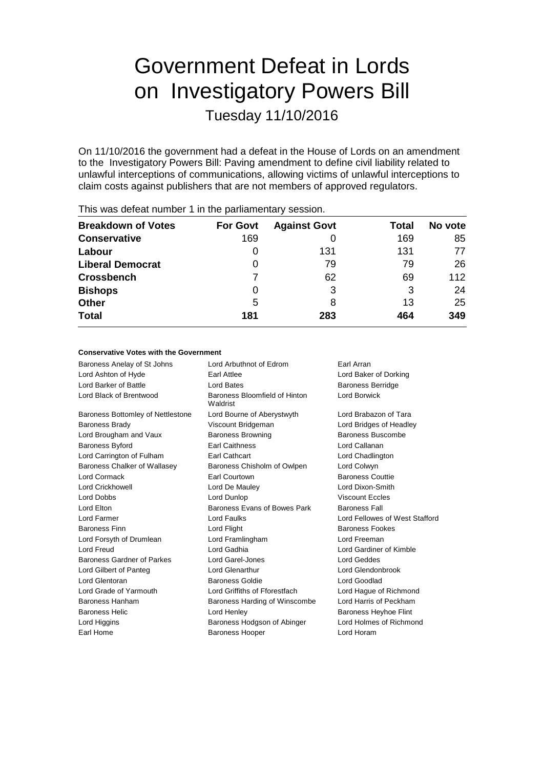# Government Defeat in Lords on Investigatory Powers Bill

Tuesday 11/10/2016

On 11/10/2016 the government had a defeat in the House of Lords on an amendment to the Investigatory Powers Bill: Paving amendment to define civil liability related to unlawful interceptions of communications, allowing victims of unlawful interceptions to claim costs against publishers that are not members of approved regulators.

This was defeat number 1 in the parliamentary session.

| Breakdown of Votes | For Govt | Against Govt | Total | No vote |
|---|---|---|---|---|
| **Conservative** | 169 | 0 | 169 | 85 |
| **Labour** | 0 | 131 | 131 | 77 |
| **Liberal Democrat** | 0 | 79 | 79 | 26 |
| **Crossbench** | 7 | 62 | 69 | 112 |
| **Bishops** | 0 | 3 | 3 | 24 |
| **Other** | 5 | 8 | 13 | 25 |
| **Total** | **181** | **283** | **464** | **349** |

### Conservative Votes with the Government

| | | |
|---|---|---|
| Baroness Anelay of St Johns | Lord Arbuthnot of Edrom | Earl Arran |
| Lord Ashton of Hyde | Earl Attlee | Lord Baker of Dorking |
| Lord Barker of Battle | Lord Bates | Baroness Berridge |
| Lord Black of Brentwood | Baroness Bloomfield of Hinton Waldrist | Lord Borwick |
| Baroness Bottomley of Nettlestone | Lord Bourne of Aberystwyth | Lord Brabazon of Tara |
| Baroness Brady | Viscount Bridgeman | Lord Bridges of Headley |
| Lord Brougham and Vaux | Baroness Browning | Baroness Buscombe |
| Baroness Byford | Earl Caithness | Lord Callanan |
| Lord Carrington of Fulham | Earl Cathcart | Lord Chadlington |
| Baroness Chalker of Wallasey | Baroness Chisholm of Owlpen | Lord Colwyn |
| Lord Cormack | Earl Courtown | Baroness Couttie |
| Lord Crickhowell | Lord De Mauley | Lord Dixon-Smith |
| Lord Dobbs | Lord Dunlop | Viscount Eccles |
| Lord Elton | Baroness Evans of Bowes Park | Baroness Fall |
| Lord Farmer | Lord Faulks | Lord Fellowes of West Stafford |
| Baroness Finn | Lord Flight | Baroness Fookes |
| Lord Forsyth of Drumlean | Lord Framlingham | Lord Freeman |
| Lord Freud | Lord Gadhia | Lord Gardiner of Kimble |
| Baroness Gardner of Parkes | Lord Garel-Jones | Lord Geddes |
| Lord Gilbert of Panteg | Lord Glenarthur | Lord Glendonbrook |
| Lord Glentoran | Baroness Goldie | Lord Goodlad |
| Lord Grade of Yarmouth | Lord Griffiths of Fforestfach | Lord Hague of Richmond |
| Baroness Hanham | Baroness Harding of Winscombe | Lord Harris of Peckham |
| Baroness Helic | Lord Henley | Baroness Heyhoe Flint |
| Lord Higgins | Baroness Hodgson of Abinger | Lord Holmes of Richmond |
| Earl Home | Baroness Hooper | Lord Horam |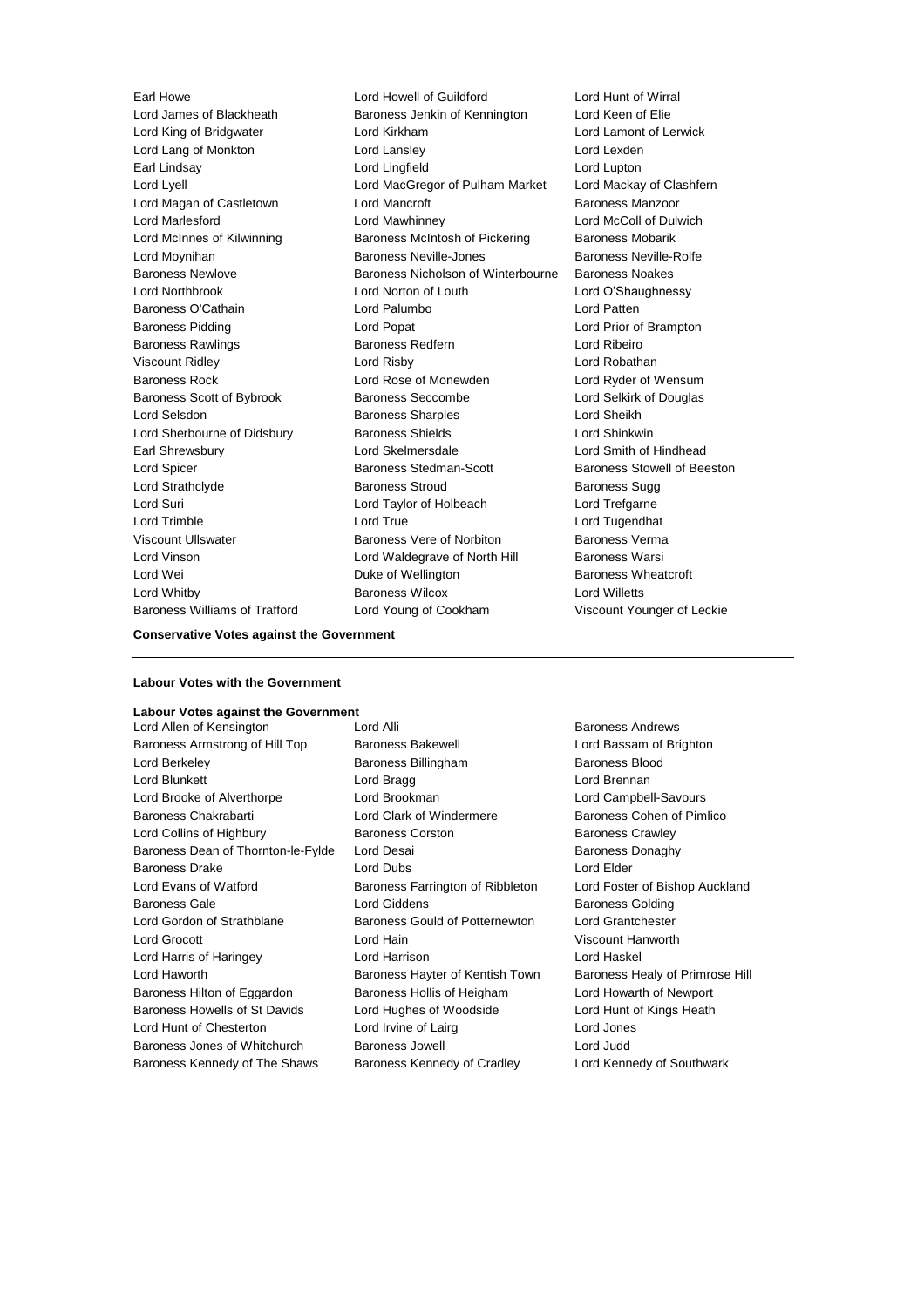Earl Howe
Lord Howell of Guildford
Lord Hunt of Wirral
Lord James of Blackheath
Baroness Jenkin of Kennington
Lord Keen of Elie
Lord King of Bridgwater
Lord Kirkham
Lord Lamont of Lerwick
Lord Lang of Monkton
Lord Lansley
Lord Lexden
Earl Lindsay
Lord Lingfield
Lord Lupton
Lord Lyell
Lord MacGregor of Pulham Market
Lord Mackay of Clashfern
Lord Magan of Castletown
Lord Mancroft
Baroness Manzoor
Lord Marlesford
Lord Mawhinney
Lord McColl of Dulwich
Lord McInnes of Kilwinning
Baroness McIntosh of Pickering
Baroness Mobarik
Lord Moynihan
Baroness Neville-Jones
Baroness Neville-Rolfe
Baroness Newlove
Baroness Nicholson of Winterbourne
Baroness Noakes
Lord Northbrook
Lord Norton of Louth
Lord O'Shaughnessy
Baroness O'Cathain
Lord Palumbo
Lord Patten
Baroness Pidding
Lord Popat
Lord Prior of Brampton
Baroness Rawlings
Baroness Redfern
Lord Ribeiro
Viscount Ridley
Lord Risby
Lord Robathan
Baroness Rock
Lord Rose of Monewden
Lord Ryder of Wensum
Baroness Scott of Bybrook
Baroness Seccombe
Lord Selkirk of Douglas
Lord Selsdon
Baroness Sharples
Lord Sheikh
Lord Sherbourne of Didsbury
Baroness Shields
Lord Shinkwin
Earl Shrewsbury
Lord Skelmersdale
Lord Smith of Hindhead
Lord Spicer
Baroness Stedman-Scott
Baroness Stowell of Beeston
Lord Strathclyde
Baroness Stroud
Baroness Sugg
Lord Suri
Lord Taylor of Holbeach
Lord Trefgarne
Lord Trimble
Lord True
Lord Tugendhat
Viscount Ullswater
Baroness Vere of Norbiton
Baroness Verma
Lord Vinson
Lord Waldegrave of North Hill
Baroness Warsi
Lord Wei
Duke of Wellington
Baroness Wheatcroft
Lord Whitby
Baroness Wilcox
Lord Willetts
Baroness Williams of Trafford
Lord Young of Cookham
Viscount Younger of Leckie

**Conservative Votes against the Government**

---

**Labour Votes with the Government**

**Labour Votes against the Government**

Lord Allen of Kensington
Lord Alli
Baroness Andrews
Baroness Armstrong of Hill Top
Baroness Bakewell
Lord Bassam of Brighton
Lord Berkeley
Baroness Billingham
Baroness Blood
Lord Blunkett
Lord Bragg
Lord Brennan
Lord Brooke of Alverthorpe
Lord Brookman
Lord Campbell-Savours
Baroness Chakrabarti
Lord Clark of Windermere
Baroness Cohen of Pimlico
Lord Collins of Highbury
Baroness Corston
Baroness Crawley
Baroness Dean of Thornton-le-Fylde
Lord Desai
Baroness Donaghy
Baroness Drake
Lord Dubs
Lord Elder
Lord Evans of Watford
Baroness Farrington of Ribbleton
Lord Foster of Bishop Auckland
Baroness Gale
Lord Giddens
Baroness Golding
Lord Gordon of Strathblane
Baroness Gould of Potternewton
Lord Grantchester
Lord Grocott
Lord Hain
Viscount Hanworth
Lord Harris of Haringey
Lord Harrison
Lord Haskel
Lord Haworth
Baroness Hayter of Kentish Town
Baroness Healy of Primrose Hill
Baroness Hilton of Eggardon
Baroness Hollis of Heigham
Lord Howarth of Newport
Baroness Howells of St Davids
Lord Hughes of Woodside
Lord Hunt of Kings Heath
Lord Hunt of Chesterton
Lord Irvine of Lairg
Lord Jones
Baroness Jones of Whitchurch
Baroness Jowell
Lord Judd
Baroness Kennedy of The Shaws
Baroness Kennedy of Cradley
Lord Kennedy of Southwark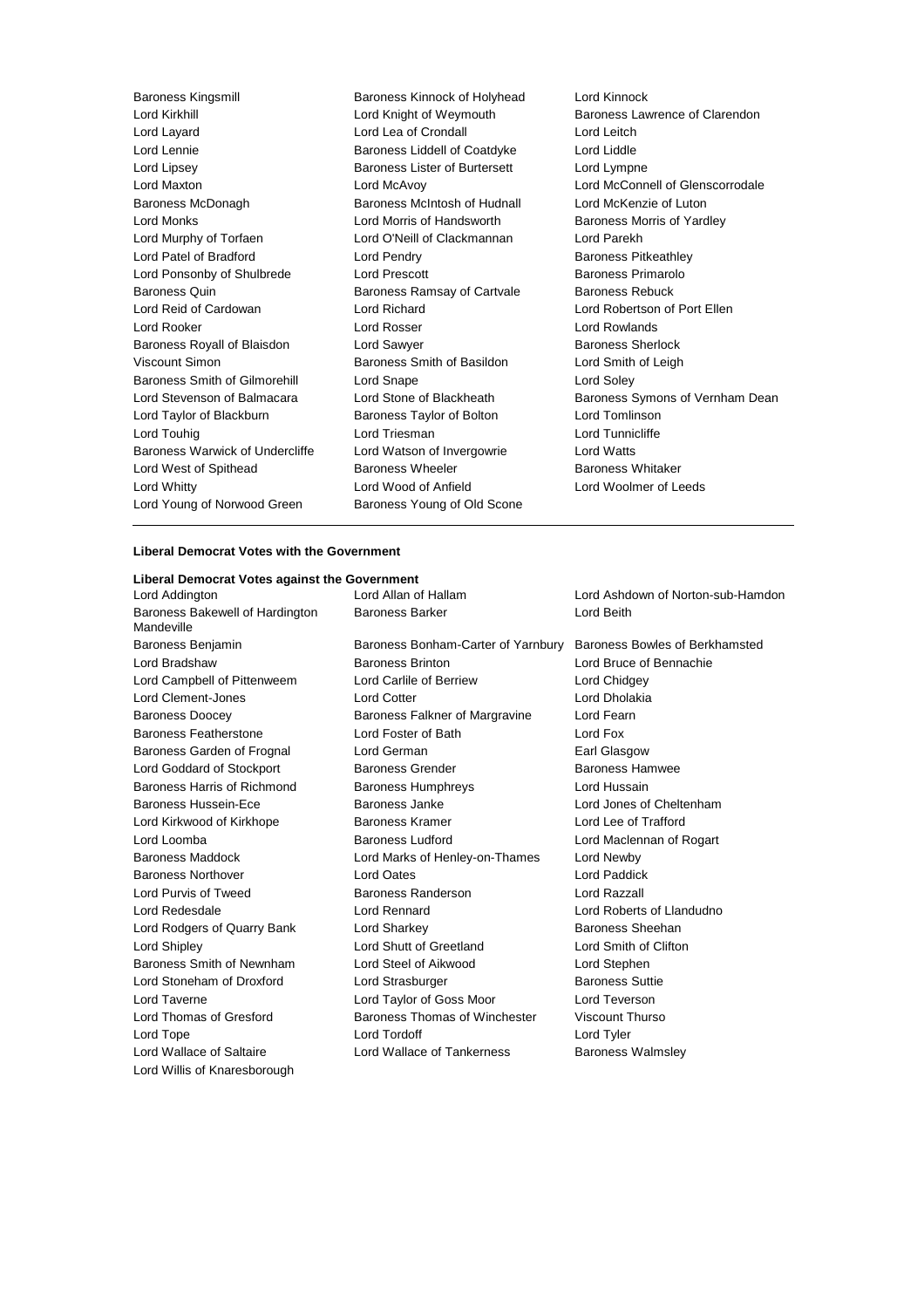| | | |
|---|---|---|
| Baroness Kingsmill | Baroness Kinnock of Holyhead | Lord Kinnock |
| Lord Kirkhill | Lord Knight of Weymouth | Baroness Lawrence of Clarendon |
| Lord Layard | Lord Lea of Crondall | Lord Leitch |
| Lord Lennie | Baroness Liddell of Coatdyke | Lord Liddle |
| Lord Lipsey | Baroness Lister of Burtersett | Lord Lympne |
| Lord Maxton | Lord McAvoy | Lord McConnell of Glenscorrodale |
| Baroness McDonagh | Baroness McIntosh of Hudnall | Lord McKenzie of Luton |
| Lord Monks | Lord Morris of Handsworth | Baroness Morris of Yardley |
| Lord Murphy of Torfaen | Lord O'Neill of Clackmannan | Lord Parekh |
| Lord Patel of Bradford | Lord Pendry | Baroness Pitkeathley |
| Lord Ponsonby of Shulbrede | Lord Prescott | Baroness Primarolo |
| Baroness Quin | Baroness Ramsay of Cartvale | Baroness Rebuck |
| Lord Reid of Cardowan | Lord Richard | Lord Robertson of Port Ellen |
| Lord Rooker | Lord Rosser | Lord Rowlands |
| Baroness Royall of Blaisdon | Lord Sawyer | Baroness Sherlock |
| Viscount Simon | Baroness Smith of Basildon | Lord Smith of Leigh |
| Baroness Smith of Gilmorehill | Lord Snape | Lord Soley |
| Lord Stevenson of Balmacara | Lord Stone of Blackheath | Baroness Symons of Vernham Dean |
| Lord Taylor of Blackburn | Baroness Taylor of Bolton | Lord Tomlinson |
| Lord Touhig | Lord Triesman | Lord Tunnicliffe |
| Baroness Warwick of Undercliffe | Lord Watson of Invergowrie | Lord Watts |
| Lord West of Spithead | Baroness Wheeler | Baroness Whitaker |
| Lord Whitty | Lord Wood of Anfield | Lord Woolmer of Leeds |
| Lord Young of Norwood Green | Baroness Young of Old Scone | |

**Liberal Democrat Votes with the Government**

**Liberal Democrat Votes against the Government**

| | | |
|---|---|---|
| Lord Addington | Lord Allan of Hallam | Lord Ashdown of Norton-sub-Hamdon |
| Baroness Bakewell of Hardington Mandeville | Baroness Barker | Lord Beith |
| Baroness Benjamin | Baroness Bonham-Carter of Yarnbury | Baroness Bowles of Berkhamsted |
| Lord Bradshaw | Baroness Brinton | Lord Bruce of Bennachie |
| Lord Campbell of Pittenweem | Lord Carlile of Berriew | Lord Chidgey |
| Lord Clement-Jones | Lord Cotter | Lord Dholakia |
| Baroness Doocey | Baroness Falkner of Margravine | Lord Fearn |
| Baroness Featherstone | Lord Foster of Bath | Lord Fox |
| Baroness Garden of Frognal | Lord German | Earl Glasgow |
| Lord Goddard of Stockport | Baroness Grender | Baroness Hamwee |
| Baroness Harris of Richmond | Baroness Humphreys | Lord Hussain |
| Baroness Hussein-Ece | Baroness Janke | Lord Jones of Cheltenham |
| Lord Kirkwood of Kirkhope | Baroness Kramer | Lord Lee of Trafford |
| Lord Loomba | Baroness Ludford | Lord Maclennan of Rogart |
| Baroness Maddock | Lord Marks of Henley-on-Thames | Lord Newby |
| Baroness Northover | Lord Oates | Lord Paddick |
| Lord Purvis of Tweed | Baroness Randerson | Lord Razzall |
| Lord Redesdale | Lord Rennard | Lord Roberts of Llandudno |
| Lord Rodgers of Quarry Bank | Lord Sharkey | Baroness Sheehan |
| Lord Shipley | Lord Shutt of Greetland | Lord Smith of Clifton |
| Baroness Smith of Newnham | Lord Steel of Aikwood | Lord Stephen |
| Lord Stoneham of Droxford | Lord Strasburger | Baroness Suttie |
| Lord Taverne | Lord Taylor of Goss Moor | Lord Teverson |
| Lord Thomas of Gresford | Baroness Thomas of Winchester | Viscount Thurso |
| Lord Tope | Lord Tordoff | Lord Tyler |
| Lord Wallace of Saltaire | Lord Wallace of Tankerness | Baroness Walmsley |
| Lord Willis of Knaresborough | | |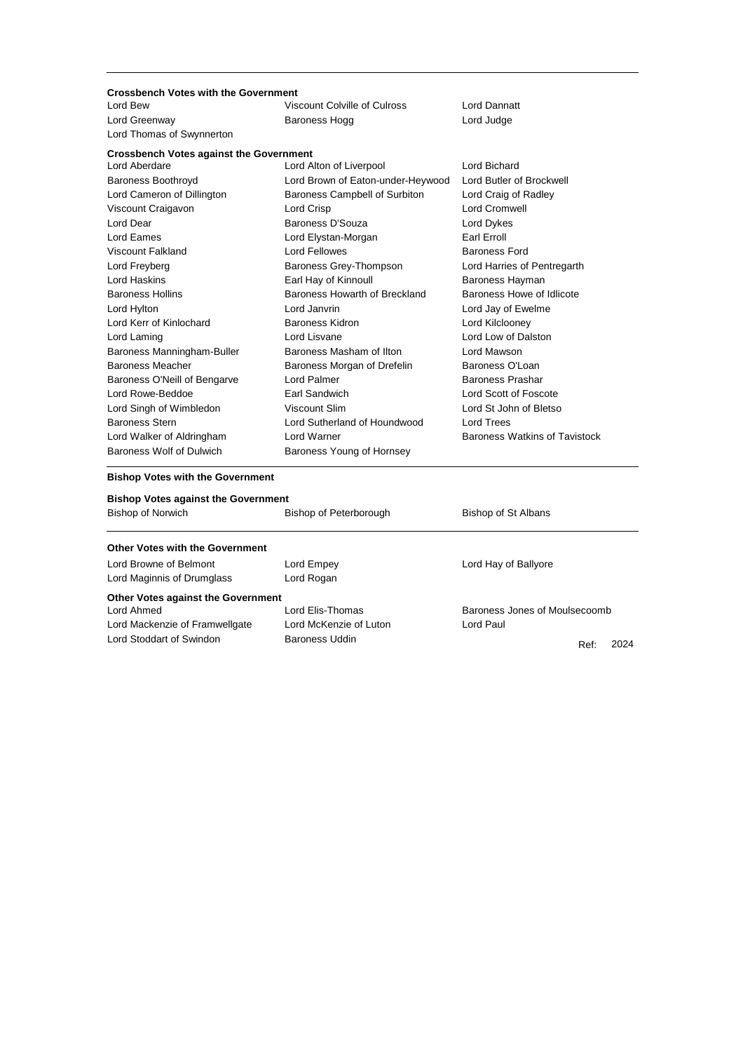**Crossbench Votes with the Government**

| | | |
|---|---|---|
| Lord Bew | Viscount Colville of Culross | Lord Dannatt |
| Lord Greenway | Baroness Hogg | Lord Judge |
| Lord Thomas of Swynnerton | | |

**Crossbench Votes against the Government**

| | | |
|---|---|---|
| Lord Aberdare | Lord Alton of Liverpool | Lord Bichard |
| Baroness Boothroyd | Lord Brown of Eaton-under-Heywood | Lord Butler of Brockwell |
| Lord Cameron of Dillington | Baroness Campbell of Surbiton | Lord Craig of Radley |
| Viscount Craigavon | Lord Crisp | Lord Cromwell |
| Lord Dear | Baroness D'Souza | Lord Dykes |
| Lord Eames | Lord Elystan-Morgan | Earl Erroll |
| Viscount Falkland | Lord Fellowes | Baroness Ford |
| Lord Freyberg | Baroness Grey-Thompson | Lord Harries of Pentregarth |
| Lord Haskins | Earl Hay of Kinnoull | Baroness Hayman |
| Baroness Hollins | Baroness Howarth of Breckland | Baroness Howe of Idlicote |
| Lord Hylton | Lord Janvrin | Lord Jay of Ewelme |
| Lord Kerr of Kinlochard | Baroness Kidron | Lord Kilclooney |
| Lord Laming | Lord Lisvane | Lord Low of Dalston |
| Baroness Manningham-Buller | Baroness Masham of Ilton | Lord Mawson |
| Baroness Meacher | Baroness Morgan of Drefelin | Baroness O'Loan |
| Baroness O'Neill of Bengarve | Lord Palmer | Baroness Prashar |
| Lord Rowe-Beddoe | Earl Sandwich | Lord Scott of Foscote |
| Lord Singh of Wimbledon | Viscount Slim | Lord St John of Bletso |
| Baroness Stern | Lord Sutherland of Houndwood | Lord Trees |
| Lord Walker of Aldringham | Lord Warner | Baroness Watkins of Tavistock |
| Baroness Wolf of Dulwich | Baroness Young of Hornsey | |

**Bishop Votes with the Government**

**Bishop Votes against the Government**

| | | |
|---|---|---|
| Bishop of Norwich | Bishop of Peterborough | Bishop of St Albans |

**Other Votes with the Government**

| | | |
|---|---|---|
| Lord Browne of Belmont | Lord Empey | Lord Hay of Ballyore |
| Lord Maginnis of Drumglass | Lord Rogan | |

**Other Votes against the Government**

| | | |
|---|---|---|
| Lord Ahmed | Lord Elis-Thomas | Baroness Jones of Moulsecoomb |
| Lord Mackenzie of Framwellgate | Lord McKenzie of Luton | Lord Paul |
| Lord Stoddart of Swindon | Baroness Uddin | |

Ref: 2024